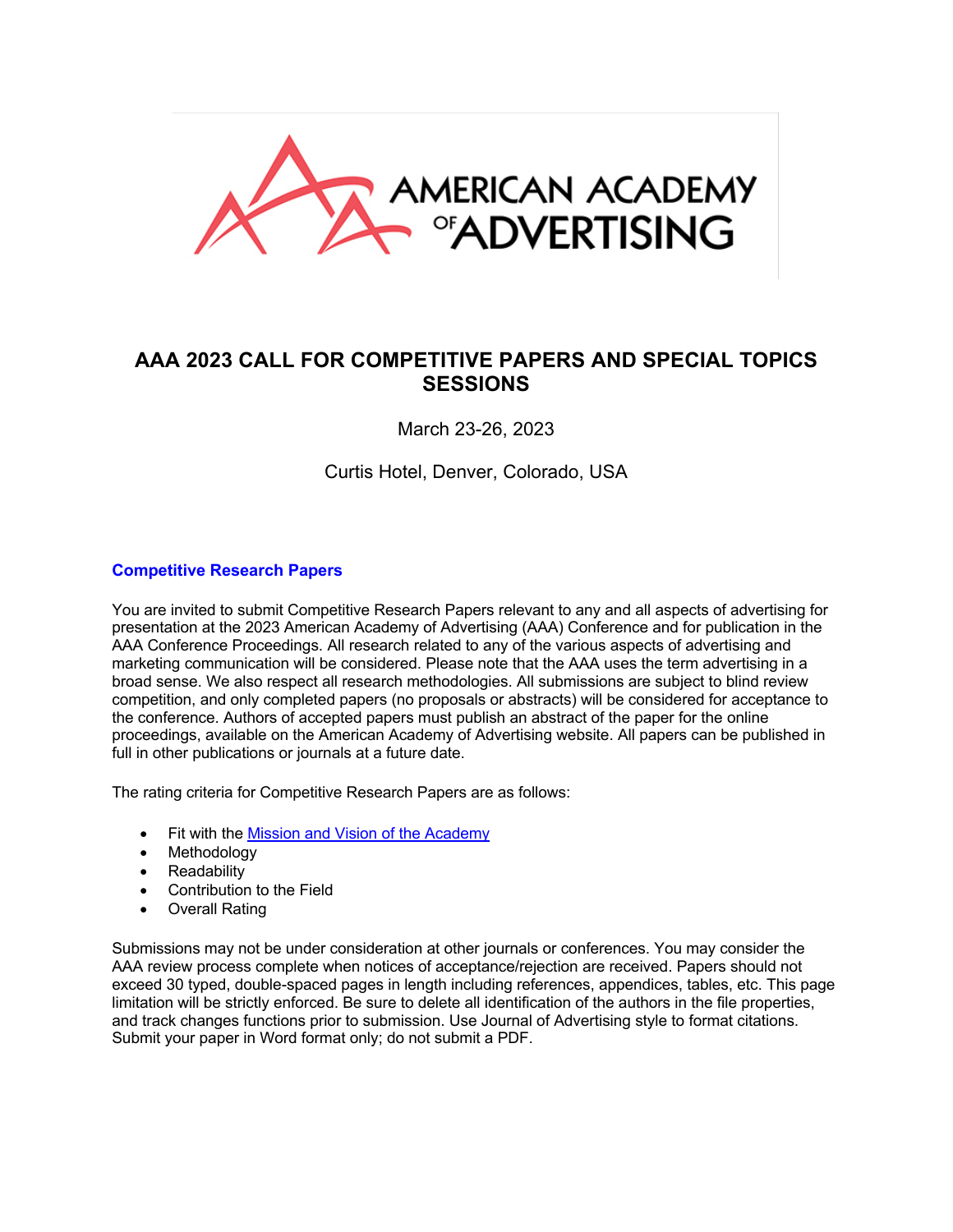# AAA 2023 CALL FOR COMPETITIVE PAPERS AND SPECIAL TOPICS SESSIONS

March 23-26, 2023

Curtis Hotel, Denver, Colorado, USA

## Competitive Research Papers

You are invited to submit Competitive Research Papers relevant to any and all aspects of advertising for presentation at the 2023 American Academy of Advertising (AAA) Conference and for publication in the AAA Conference Proceedings. All research related to any of the various aspects of advertising and marketing communication will be considered. Please note that the AAA uses the term advertising in a broad sense. We also respect all research methodologies. All submissions are subject to blind review competition, and only completed papers (no proposals or abstracts) will be considered for acceptance to the conference. Authors of accepted papers must publish an abstract of the paper for the online proceedings, available on the American Academy of Advertising website. All papers can be published in full in other publications or journals at a future date.

The rating criteria for Competitive Research Papers are as follows:

- Fit with the Mission and Vision of the Academy
- Methodology
- Readability
- Contribution to the Field
- Overall Rating

Submissions may not be under consideration at other journals or conferences. You may consider the AAA review process complete when notices of acceptance/rejection are received. Papers should not exceed 30 typed, double-spaced pages in length including references, appendices, tables, etc. This page limitation will be strictly enforced. Be sure to delete all identification of the authors in the file properties, and track changes functions prior to submission. Use Journal of Advertising style to format citations. Submit your paper in Word format only; do not submit a PDF.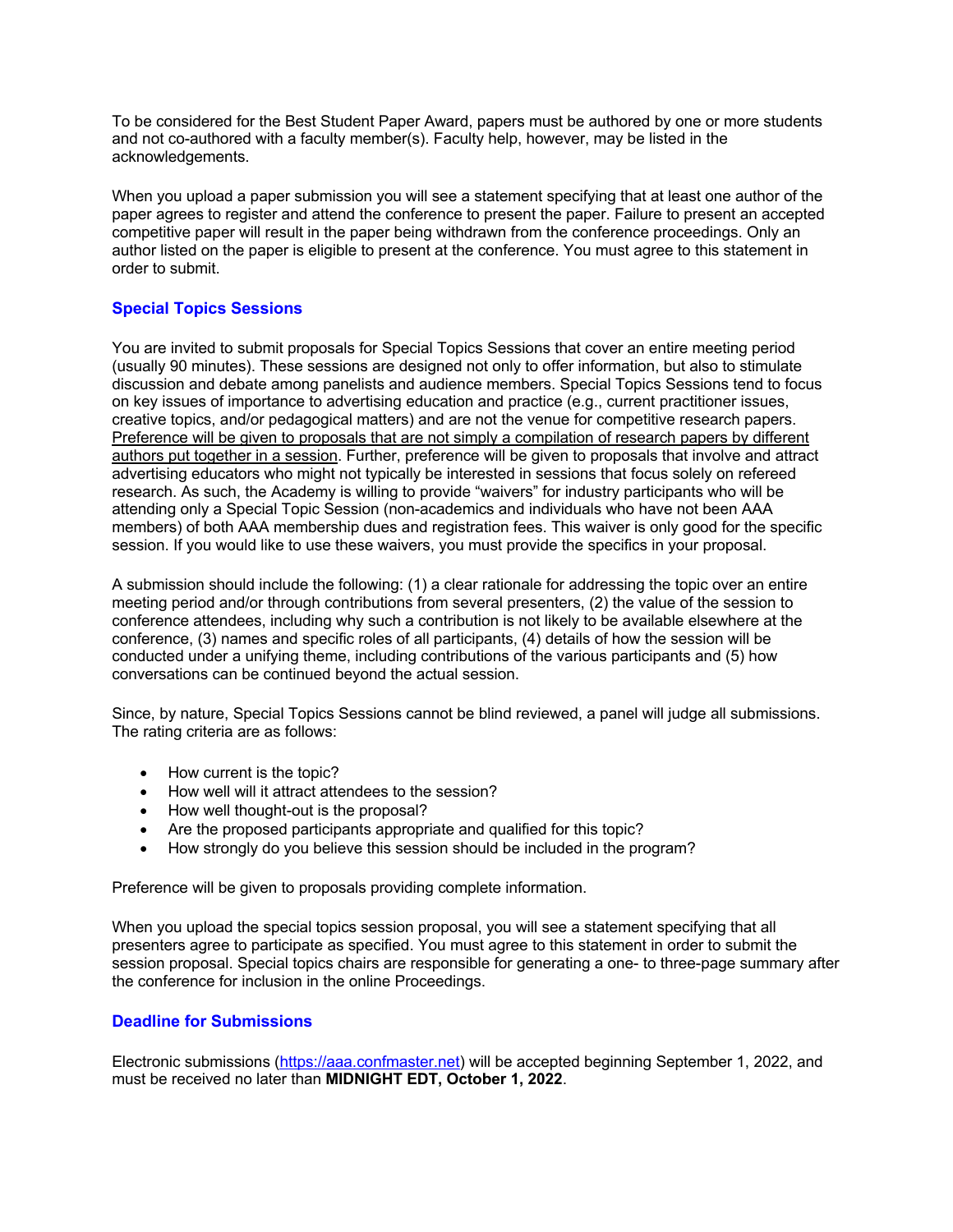To be considered for the Best Student Paper Award, papers must be authored by one or more students and not co-authored with a faculty member(s). Faculty help, however, may be listed in the acknowledgements.

When you upload a paper submission you will see a statement specifying that at least one author of the paper agrees to register and attend the conference to present the paper. Failure to present an accepted competitive paper will result in the paper being withdrawn from the conference proceedings. Only an author listed on the paper is eligible to present at the conference. You must agree to this statement in order to submit.

## Special Topics Sessions

You are invited to submit proposals for Special Topics Sessions that cover an entire meeting period (usually 90 minutes). These sessions are designed not only to offer information, but also to stimulate discussion and debate among panelists and audience members. Special Topics Sessions tend to focus on key issues of importance to advertising education and practice (e.g., current practitioner issues, creative topics, and/or pedagogical matters) and are not the venue for competitive research papers. <u>Preference will be given to proposals that are not simply a compilation of research papers by different authors put together in a session</u>. Further, preference will be given to proposals that involve and attract advertising educators who might not typically be interested in sessions that focus solely on refereed research. As such, the Academy is willing to provide "waivers" for industry participants who will be attending only a Special Topic Session (non-academics and individuals who have not been AAA members) of both AAA membership dues and registration fees. This waiver is only good for the specific session. If you would like to use these waivers, you must provide the specifics in your proposal.

A submission should include the following: (1) a clear rationale for addressing the topic over an entire meeting period and/or through contributions from several presenters, (2) the value of the session to conference attendees, including why such a contribution is not likely to be available elsewhere at the conference, (3) names and specific roles of all participants, (4) details of how the session will be conducted under a unifying theme, including contributions of the various participants and (5) how conversations can be continued beyond the actual session.

Since, by nature, Special Topics Sessions cannot be blind reviewed, a panel will judge all submissions. The rating criteria are as follows:

- How current is the topic?
- How well will it attract attendees to the session?
- How well thought-out is the proposal?
- Are the proposed participants appropriate and qualified for this topic?
- How strongly do you believe this session should be included in the program?

Preference will be given to proposals providing complete information.

When you upload the special topics session proposal, you will see a statement specifying that all presenters agree to participate as specified. You must agree to this statement in order to submit the session proposal. Special topics chairs are responsible for generating a one- to three-page summary after the conference for inclusion in the online Proceedings.

## Deadline for Submissions

Electronic submissions (https://aaa.confmaster.net) will be accepted beginning September 1, 2022, and must be received no later than **MIDNIGHT EDT, October 1, 2022**.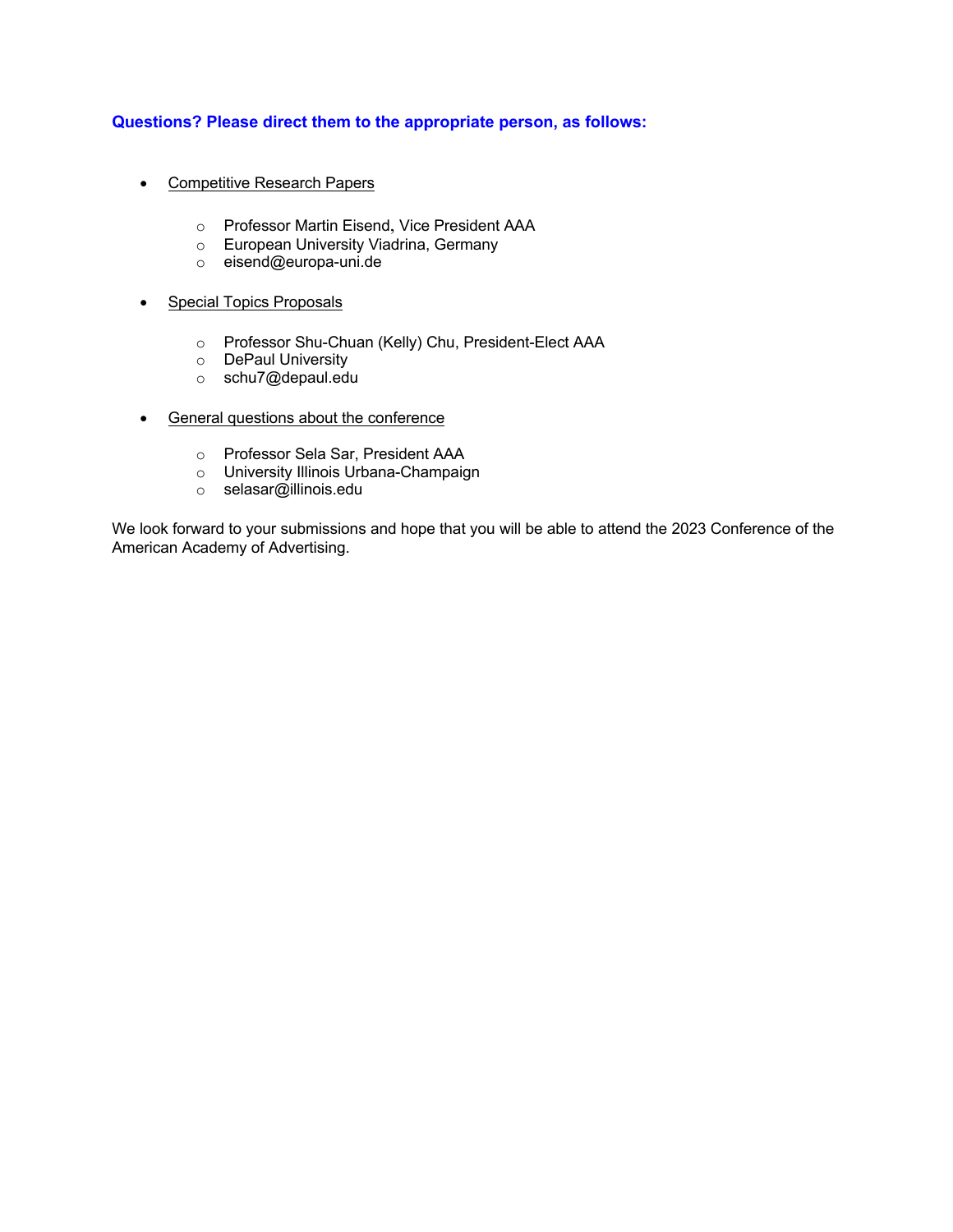**Questions? Please direct them to the appropriate person, as follows:**

- Competitive Research Papers
    - Professor Martin Eisend, Vice President AAA
    - European University Viadrina, Germany
    - eisend@europa-uni.de

- Special Topics Proposals
    - Professor Shu-Chuan (Kelly) Chu, President-Elect AAA
    - DePaul University
    - schu7@depaul.edu

- General questions about the conference
    - Professor Sela Sar, President AAA
    - University Illinois Urbana-Champaign
    - selasar@illinois.edu

We look forward to your submissions and hope that you will be able to attend the 2023 Conference of the American Academy of Advertising.